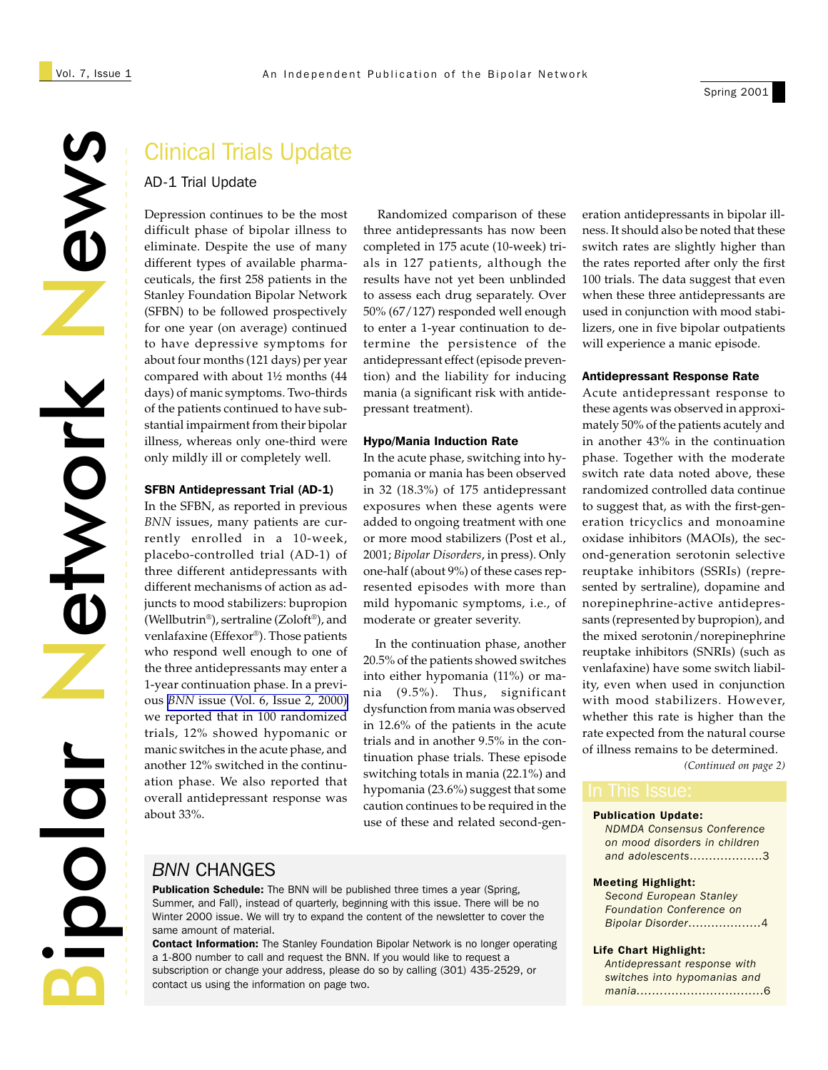# Bipolar Network News

## Clinical Trials Update

### AD-1 Trial Update

Depression continues to be the most difficult phase of bipolar illness to eliminate. Despite the use of many different types of available pharmaceuticals, the first 258 patients in the Stanley Foundation Bipolar Network (SFBN) to be followed prospectively for one year (on average) continued to have depressive symptoms for about four months (121 days) per year compared with about 1½ months (44 days) of manic symptoms. Two-thirds of the patients continued to have substantial impairment from their bipolar illness, whereas only one-third were only mildly ill or completely well.

**SFBN Antidepressant Trial (AD-1)**

In the SFBN, as reported in previous *BNN* issues, many patients are currently enrolled in a 10-week, placebo-controlled trial (AD-1) of three different antidepressants with different mechanisms of action as adjuncts to mood stabilizers: bupropion (Wellbutrin®), sertraline (Zoloft®), and venlafaxine (Effexor®). Those patients who respond well enough to one of the three antidepressants may enter a 1-year continuation phase. In a previous *BNN* issue (Vol. 6, Issue 2, 2000) we reported that in 100 randomized trials, 12% showed hypomanic or manic switches in the acute phase, and another 12% switched in the continuation phase. We also reported that overall antidepressant response was about 33%.

Randomized comparison of these three antidepressants has now been completed in 175 acute (10-week) trials in 127 patients, although the results have not yet been unblinded to assess each drug separately. Over 50% (67/127) responded well enough to enter a 1-year continuation to determine the persistence of the antidepressant effect (episode prevention) and the liability for inducing mania (a significant risk with antidepressant treatment).

**Hypo/Mania Induction Rate**

In the acute phase, switching into hypomania or mania has been observed in 32 (18.3%) of 175 antidepressant exposures when these agents were added to ongoing treatment with one or more mood stabilizers (Post et al., 2001; *Bipolar Disorders*, in press). Only one-half (about 9%) of these cases represented episodes with more than mild hypomanic symptoms, i.e., of moderate or greater severity.

In the continuation phase, another 20.5% of the patients showed switches into either hypomania (11%) or mania (9.5%). Thus, significant dysfunction from mania was observed in 12.6% of the patients in the acute trials and in another 9.5% in the continuation phase trials. These episode switching totals in mania (22.1%) and hypomania (23.6%) suggest that some caution continues to be required in the use of these and related second-generation antidepressants in bipolar illness. It should also be noted that these switch rates are slightly higher than the rates reported after only the first 100 trials. The data suggest that even when these three antidepressants are used in conjunction with mood stabilizers, one in five bipolar outpatients will experience a manic episode.

**Antidepressant Response Rate**

Acute antidepressant response to these agents was observed in approximately 50% of the patients acutely and in another 43% in the continuation phase. Together with the moderate switch rate data noted above, these randomized controlled data continue to suggest that, as with the first-generation tricyclics and monoamine oxidase inhibitors (MAOIs), the second-generation serotonin selective reuptake inhibitors (SSRIs) (represented by sertraline), dopamine and norepinephrine-active antidepressants (represented by bupropion), and the mixed serotonin/norepinephrine reuptake inhibitors (SNRIs) (such as venlafaxine) have some switch liability, even when used in conjunction with mood stabilizers. However, whether this rate is higher than the rate expected from the natural course of illness remains to be determined.

*(Continued on page 2)*

## *BNN* CHANGES

**Publication Schedule:** The BNN will be published three times a year (Spring, Summer, and Fall), instead of quarterly, beginning with this issue. There will be no Winter 2000 issue. We will try to expand the content of the newsletter to cover the same amount of material.

**Contact Information:** The Stanley Foundation Bipolar Network is no longer operating a 1-800 number to call and request the BNN. If you would like to request a subscription or change your address, please do so by calling (301) 435-2529, or contact us using the information on page two.

## In This Issue:

**Publication Update:**
*NDMDA Consensus Conference on mood disorders in children and adolescents*..................3

**Meeting Highlight:**
*Second European Stanley Foundation Conference on Bipolar Disorder*...................4

**Life Chart Highlight:**
*Antidepressant response with switches into hypomanias and mania*................................6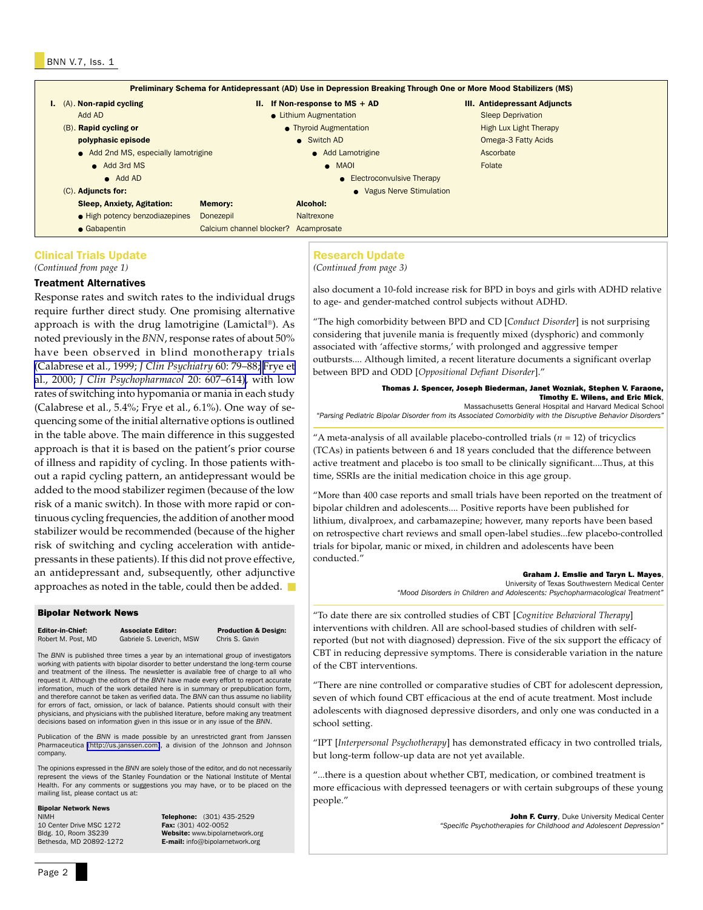**Preliminary Schema for Antidepressant (AD) Use in Depression Breaking Through One or More Mood Stabilizers (MS)**

**I.** (A). **Non-rapid cycling**
- Add AD

(B). **Rapid cycling or polyphasic episode**
- Add 2nd MS, especially lamotrigine
  - Add 3rd MS
    - Add AD

(C). **Adjuncts for:**

| Sleep, Anxiety, Agitation: | Memory: | Alcohol: |
|---|---|---|
| ● High potency benzodiazepines | Donezepil | Naltrexone |
| ● Gabapentin | Calcium channel blocker? | Acamprosate |

**II. If Non-response to MS + AD**
- Lithium Augmentation
  - Thyroid Augmentation
    - Switch AD
      - Add Lamotrigine
        - MAOI
          - Electroconvulsive Therapy
            - Vagus Nerve Stimulation

**III. Antidepressant Adjuncts**
- Sleep Deprivation
- High Lux Light Therapy
- Omega-3 Fatty Acids
- Ascorbate
- Folate

## Clinical Trials Update

*(Continued from page 1)*

### Treatment Alternatives

Response rates and switch rates to the individual drugs require further direct study. One promising alternative approach is with the drug lamotrigine (Lamictal®). As noted previously in the *BNN*, response rates of about 50% have been observed in blind monotherapy trials (Calabrese et al., 1999; *J Clin Psychiatry* 60: 79–88; Frye et al., 2000; *J Clin Psychopharmacol* 20: 607–614), with low rates of switching into hypomania or mania in each study (Calabrese et al., 5.4%; Frye et al., 6.1%). One way of sequencing some of the initial alternative options is outlined in the table above. The main difference in this suggested approach is that it is based on the patient's prior course of illness and rapidity of cycling. In those patients without a rapid cycling pattern, an antidepressant would be added to the mood stabilizer regimen (because of the low risk of a manic switch). In those with more rapid or continuous cycling frequencies, the addition of another mood stabilizer would be recommended (because of the higher risk of switching and cycling acceleration with antidepressants in these patients). If this did not prove effective, an antidepressant and, subsequently, other adjunctive approaches as noted in the table, could then be added.

## Research Update

*(Continued from page 3)*

also document a 10-fold increase risk for BPD in boys and girls with ADHD relative to age- and gender-matched control subjects without ADHD.

"The high comorbidity between BPD and CD [*Conduct Disorder*] is not surprising considering that juvenile mania is frequently mixed (dysphoric) and commonly associated with 'affective storms,' with prolonged and aggressive temper outbursts.... Although limited, a recent literature documents a significant overlap between BPD and ODD [*Oppositional Defiant Disorder*]."

**Thomas J. Spencer, Joseph Biederman, Janet Wozniak, Stephen V. Faraone, Timothy E. Wilens, and Eric Mick**,
Massachusetts General Hospital and Harvard Medical School
*"Parsing Pediatric Bipolar Disorder from its Associated Comorbidity with the Disruptive Behavior Disorders"*

"A meta-analysis of all available placebo-controlled trials ($n$ = 12) of tricyclics (TCAs) in patients between 6 and 18 years concluded that the difference between active treatment and placebo is too small to be clinically significant....Thus, at this time, SSRIs are the initial medication choice in this age group.

"More than 400 case reports and small trials have been reported on the treatment of bipolar children and adolescents.... Positive reports have been published for lithium, divalproex, and carbamazepine; however, many reports have been based on retrospective chart reviews and small open-label studies...few placebo-controlled trials for bipolar, manic or mixed, in children and adolescents have been conducted."

**Graham J. Emslie and Taryn L. Mayes**,
University of Texas Southwestern Medical Center
*"Mood Disorders in Children and Adolescents: Psychopharmacological Treatment"*

"To date there are six controlled studies of CBT [*Cognitive Behavioral Therapy*] interventions with children. All are school-based studies of children with self-reported (but not with diagnosed) depression. Five of the six support the efficacy of CBT in reducing depressive symptoms. There is considerable variation in the nature of the CBT interventions.

"There are nine controlled or comparative studies of CBT for adolescent depression, seven of which found CBT efficacious at the end of acute treatment. Most include adolescents with diagnosed depressive disorders, and only one was conducted in a school setting.

"IPT [*Interpersonal Psychotherapy*] has demonstrated efficacy in two controlled trials, but long-term follow-up data are not yet available.

"...there is a question about whether CBT, medication, or combined treatment is more efficacious with depressed teenagers or with certain subgroups of these young people."

**John F. Curry**, Duke University Medical Center
*"Specific Psychotherapies for Childhood and Adolescent Depression"*

---

**Bipolar Network News**

| Editor-in-Chief: | Associate Editor: | Production & Design: |
|---|---|---|
| Robert M. Post, MD | Gabriele S. Leverich, MSW | Chris S. Gavin |

The *BNN* is published three times a year by an international group of investigators working with patients with bipolar disorder to better understand the long-term course and treatment of the illness. The newsletter is available free of charge to all who request it. Although the editors of the *BNN* have made every effort to report accurate information, much of the work detailed here is in summary or prepublication form, and therefore cannot be taken as verified data. The *BNN* can thus assume no liability for errors of fact, omission, or lack of balance. Patients should consult with their physicians, and physicians with the published literature, before making any treatment decisions based on information given in this issue or in any issue of the *BNN*.

Publication of the *BNN* is made possible by an unrestricted grant from Janssen Pharmaceutica (http://us.janssen.com), a division of the Johnson and Johnson company.

The opinions expressed in the *BNN* are solely those of the editor, and do not necessarily represent the views of the Stanley Foundation or the National Institute of Mental Health. For any comments or suggestions you may have, or to be placed on the mailing list, please contact us at:

**Bipolar Network News**
NIMH
10 Center Drive MSC 1272
Bldg. 10, Room 3S239
Bethesda, MD 20892-1272

**Telephone:** (301) 435-2529
**Fax:** (301) 402-0052
**Website:** www.bipolarnetwork.org
**E-mail:** info@bipolarnetwork.org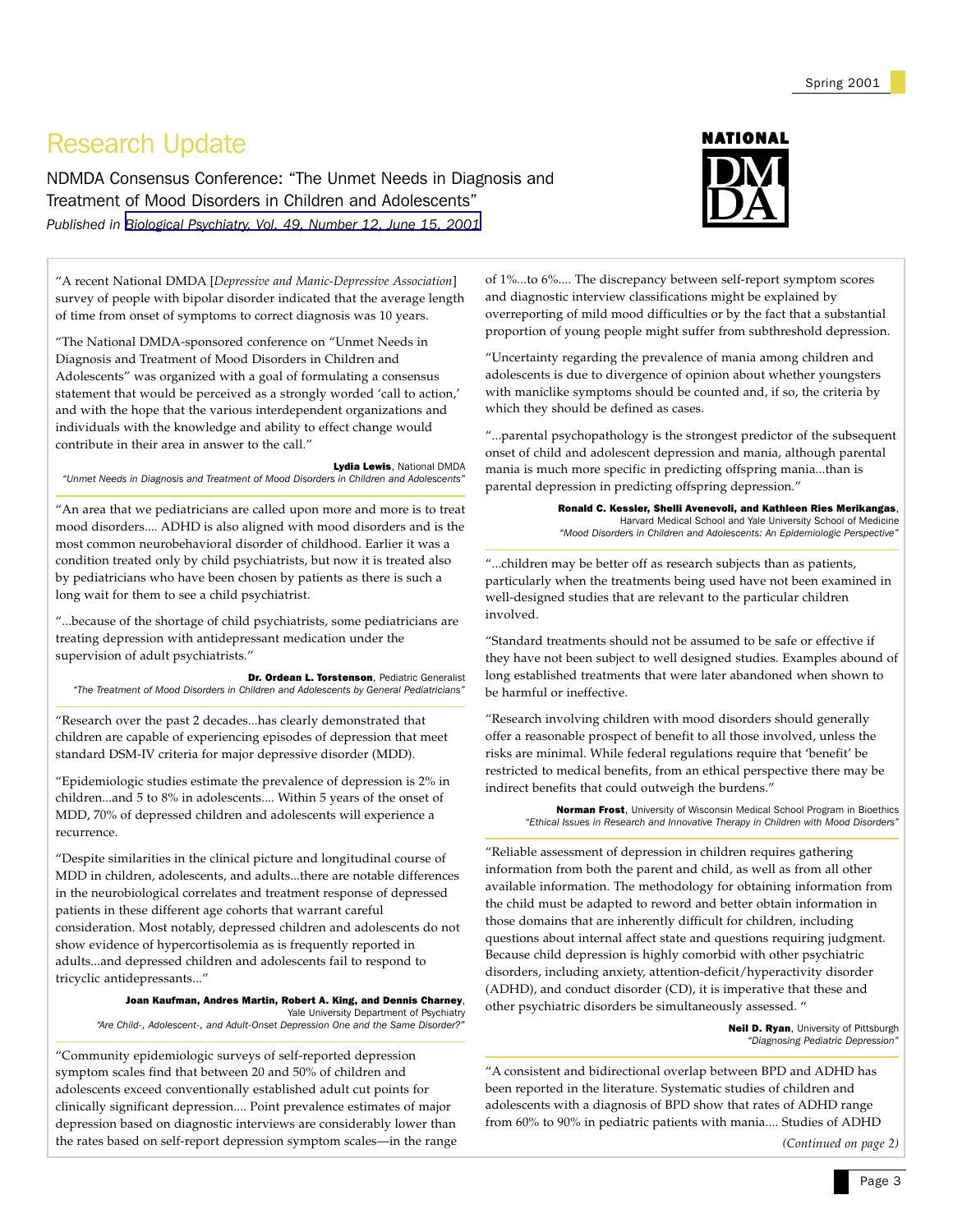# Research Update

NDMDA Consensus Conference: "The Unmet Needs in Diagnosis and Treatment of Mood Disorders in Children and Adolescents"

*Published in Biological Psychiatry, Vol. 49, Number 12, June 15, 2001*

"A recent National DMDA [*Depressive and Manic-Depressive Association*] survey of people with bipolar disorder indicated that the average length of time from onset of symptoms to correct diagnosis was 10 years.

"The National DMDA-sponsored conference on "Unmet Needs in Diagnosis and Treatment of Mood Disorders in Children and Adolescents" was organized with a goal of formulating a consensus statement that would be perceived as a strongly worded 'call to action,' and with the hope that the various interdependent organizations and individuals with the knowledge and ability to effect change would contribute in their area in answer to the call."

**Lydia Lewis**, National DMDA
*"Unmet Needs in Diagnosis and Treatment of Mood Disorders in Children and Adolescents"*

---

"An area that we pediatricians are called upon more and more is to treat mood disorders.... ADHD is also aligned with mood disorders and is the most common neurobehavioral disorder of childhood. Earlier it was a condition treated only by child psychiatrists, but now it is treated also by pediatricians who have been chosen by patients as there is such a long wait for them to see a child psychiatrist.

"...because of the shortage of child psychiatrists, some pediatricians are treating depression with antidepressant medication under the supervision of adult psychiatrists."

**Dr. Ordean L. Torstenson**, Pediatric Generalist
*"The Treatment of Mood Disorders in Children and Adolescents by General Pediatricians"*

---

"Research over the past 2 decades...has clearly demonstrated that children are capable of experiencing episodes of depression that meet standard DSM-IV criteria for major depressive disorder (MDD).

"Epidemiologic studies estimate the prevalence of depression is 2% in children...and 5 to 8% in adolescents.... Within 5 years of the onset of MDD, 70% of depressed children and adolescents will experience a recurrence.

"Despite similarities in the clinical picture and longitudinal course of MDD in children, adolescents, and adults...there are notable differences in the neurobiological correlates and treatment response of depressed patients in these different age cohorts that warrant careful consideration. Most notably, depressed children and adolescents do not show evidence of hypercortisolemia as is frequently reported in adults...and depressed children and adolescents fail to respond to tricyclic antidepressants..."

**Joan Kaufman, Andres Martin, Robert A. King, and Dennis Charney**, Yale University Department of Psychiatry
*"Are Child-, Adolescent-, and Adult-Onset Depression One and the Same Disorder?"*

---

"Community epidemiologic surveys of self-reported depression symptom scales find that between 20 and 50% of children and adolescents exceed conventionally established adult cut points for clinically significant depression.... Point prevalence estimates of major depression based on diagnostic interviews are considerably lower than the rates based on self-report depression symptom scales—in the range of 1%...to 6%.... The discrepancy between self-report symptom scores and diagnostic interview classifications might be explained by overreporting of mild mood difficulties or by the fact that a substantial proportion of young people might suffer from subthreshold depression.

"Uncertainty regarding the prevalence of mania among children and adolescents is due to divergence of opinion about whether youngsters with maniclike symptoms should be counted and, if so, the criteria by which they should be defined as cases.

"...parental psychopathology is the strongest predictor of the subsequent onset of child and adolescent depression and mania, although parental mania is much more specific in predicting offspring mania...than is parental depression in predicting offspring depression."

**Ronald C. Kessler, Shelli Avenevoli, and Kathleen Ries Merikangas**, Harvard Medical School and Yale University School of Medicine
*"Mood Disorders in Children and Adolescents: An Epidemiologic Perspective"*

---

"...children may be better off as research subjects than as patients, particularly when the treatments being used have not been examined in well-designed studies that are relevant to the particular children involved.

"Standard treatments should not be assumed to be safe or effective if they have not been subject to well designed studies. Examples abound of long established treatments that were later abandoned when shown to be harmful or ineffective.

"Research involving children with mood disorders should generally offer a reasonable prospect of benefit to all those involved, unless the risks are minimal. While federal regulations require that 'benefit' be restricted to medical benefits, from an ethical perspective there may be indirect benefits that could outweigh the burdens."

**Norman Frost**, University of Wisconsin Medical School Program in Bioethics
*"Ethical Issues in Research and Innovative Therapy in Children with Mood Disorders"*

---

"Reliable assessment of depression in children requires gathering information from both the parent and child, as well as from all other available information. The methodology for obtaining information from the child must be adapted to reword and better obtain information in those domains that are inherently difficult for children, including questions about internal affect state and questions requiring judgment. Because child depression is highly comorbid with other psychiatric disorders, including anxiety, attention-deficit/hyperactivity disorder (ADHD), and conduct disorder (CD), it is imperative that these and other psychiatric disorders be simultaneously assessed. "

**Neil D. Ryan**, University of Pittsburgh
*"Diagnosing Pediatric Depression"*

---

"A consistent and bidirectional overlap between BPD and ADHD has been reported in the literature. Systematic studies of children and adolescents with a diagnosis of BPD show that rates of ADHD range from 60% to 90% in pediatric patients with mania.... Studies of ADHD

*(Continued on page 2)*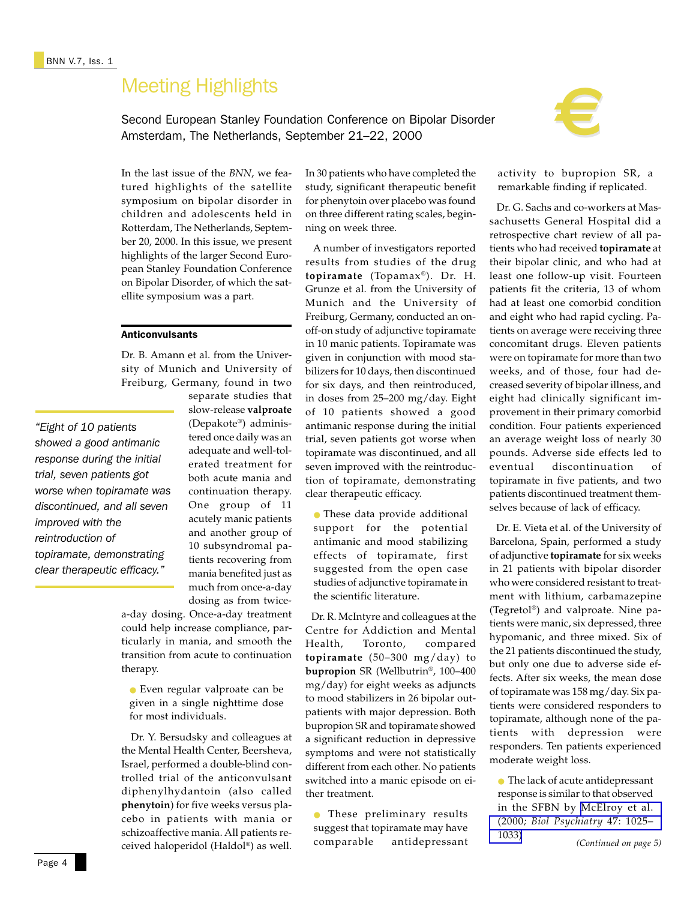# Meeting Highlights

Second European Stanley Foundation Conference on Bipolar Disorder
Amsterdam, The Netherlands, September 21–22, 2000

In the last issue of the *BNN*, we featured highlights of the satellite symposium on bipolar disorder in children and adolescents held in Rotterdam, The Netherlands, September 20, 2000. In this issue, we present highlights of the larger Second European Stanley Foundation Conference on Bipolar Disorder, of which the satellite symposium was a part.

## Anticonvulsants

Dr. B. Amann et al. from the University of Munich and University of Freiburg, Germany, found in two separate studies that slow-release **valproate** (Depakote®) administered once daily was an adequate and well-tolerated treatment for both acute mania and continuation therapy. One group of 11 acutely manic patients and another group of 10 subsyndromal patients recovering from mania benefited just as much from once-a-day dosing as from twice-a-day dosing. Once-a-day treatment could help increase compliance, particularly in mania, and smooth the transition from acute to continuation therapy.

> *"Eight of 10 patients showed a good antimanic response during the initial trial, seven patients got worse when topiramate was discontinued, and all seven improved with the reintroduction of topiramate, demonstrating clear therapeutic efficacy."*

- Even regular valproate can be given in a single nighttime dose for most individuals.

Dr. Y. Bersudsky and colleagues at the Mental Health Center, Beersheva, Israel, performed a double-blind controlled trial of the anticonvulsant diphenylhydantoin (also called **phenytoin**) for five weeks versus placebo in patients with mania or schizoaffective mania. All patients received haloperidol (Haldol®) as well. In 30 patients who have completed the study, significant therapeutic benefit for phenytoin over placebo was found on three different rating scales, beginning on week three.

A number of investigators reported results from studies of the drug **topiramate** (Topamax®). Dr. H. Grunze et al. from the University of Munich and the University of Freiburg, Germany, conducted an on-off-on study of adjunctive topiramate in 10 manic patients. Topiramate was given in conjunction with mood stabilizers for 10 days, then discontinued for six days, and then reintroduced, in doses from 25–200 mg/day. Eight of 10 patients showed a good antimanic response during the initial trial, seven patients got worse when topiramate was discontinued, and all seven improved with the reintroduction of topiramate, demonstrating clear therapeutic efficacy.

- These data provide additional support for the potential antimanic and mood stabilizing effects of topiramate, first suggested from the open case studies of adjunctive topiramate in the scientific literature.

Dr. R. McIntyre and colleagues at the Centre for Addiction and Mental Health, Toronto, compared **topiramate** (50–300 mg/day) to **bupropion** SR (Wellbutrin®, 100–400 mg/day) for eight weeks as adjuncts to mood stabilizers in 26 bipolar outpatients with major depression. Both bupropion SR and topiramate showed a significant reduction in depressive symptoms and were not statistically different from each other. No patients switched into a manic episode on either treatment.

- These preliminary results suggest that topiramate may have comparable antidepressant activity to bupropion SR, a remarkable finding if replicated.

Dr. G. Sachs and co-workers at Massachusetts General Hospital did a retrospective chart review of all patients who had received **topiramate** at their bipolar clinic, and who had at least one follow-up visit. Fourteen patients fit the criteria, 13 of whom had at least one comorbid condition and eight who had rapid cycling. Patients on average were receiving three concomitant drugs. Eleven patients were on topiramate for more than two weeks, and of those, four had decreased severity of bipolar illness, and eight had clinically significant improvement in their primary comorbid condition. Four patients experienced an average weight loss of nearly 30 pounds. Adverse side effects led to eventual discontinuation of topiramate in five patients, and two patients discontinued treatment themselves because of lack of efficacy.

Dr. E. Vieta et al. of the University of Barcelona, Spain, performed a study of adjunctive **topiramate** for six weeks in 21 patients with bipolar disorder who were considered resistant to treatment with lithium, carbamazepine (Tegretol®) and valproate. Nine patients were manic, six depressed, three hypomanic, and three mixed. Six of the 21 patients discontinued the study, but only one due to adverse side effects. After six weeks, the mean dose of topiramate was 158 mg/day. Six patients were considered responders to topiramate, although none of the patients with depression were responders. Ten patients experienced moderate weight loss.

- The lack of acute antidepressant response is similar to that observed in the SFBN by McElroy et al. (2000; *Biol Psychiatry* 47: 1025–1033)

*(Continued on page 5)*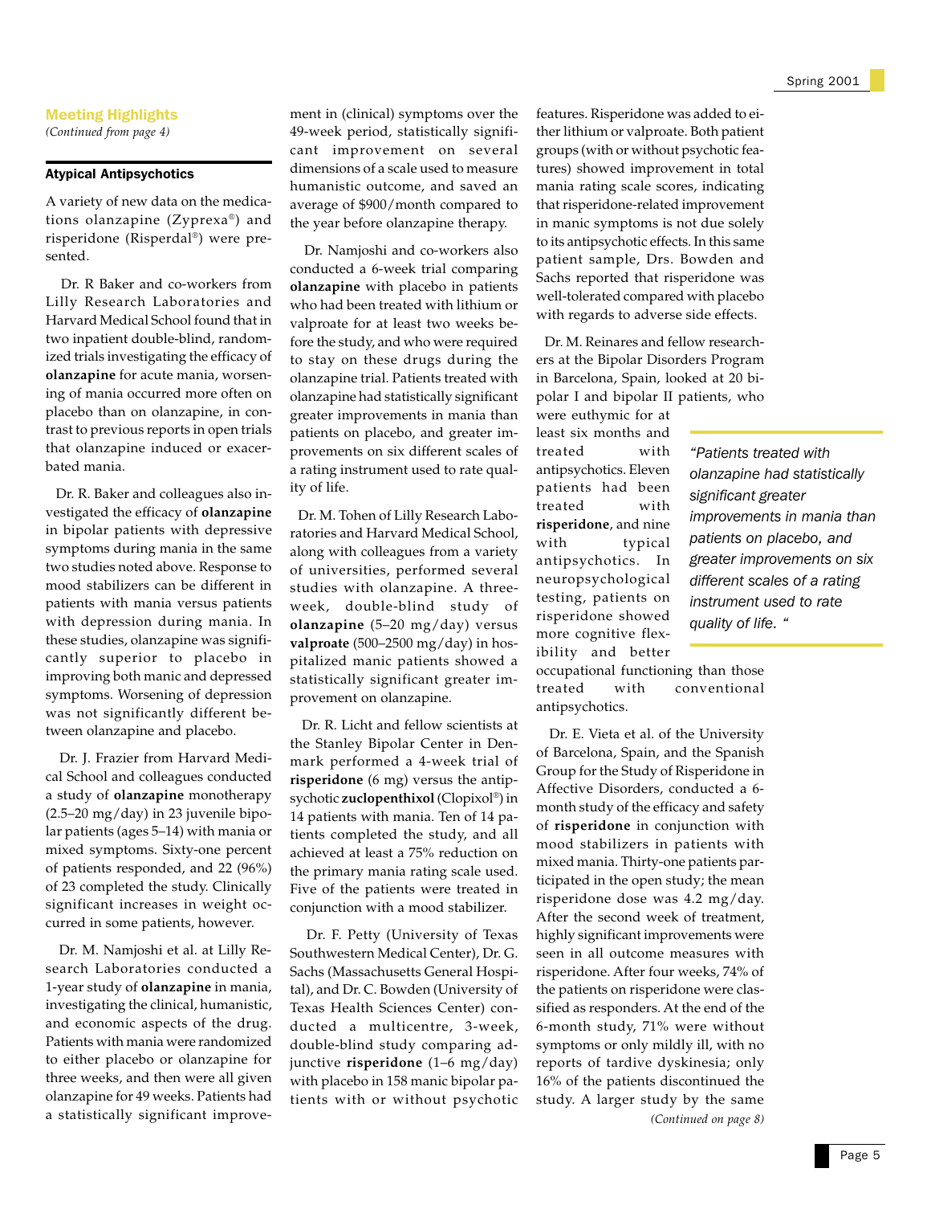## Meeting Highlights

*(Continued from page 4)*

### Atypical Antipsychotics

A variety of new data on the medications olanzapine (Zyprexa®) and risperidone (Risperdal®) were presented.

Dr. R Baker and co-workers from Lilly Research Laboratories and Harvard Medical School found that in two inpatient double-blind, randomized trials investigating the efficacy of **olanzapine** for acute mania, worsening of mania occurred more often on placebo than on olanzapine, in contrast to previous reports in open trials that olanzapine induced or exacerbated mania.

Dr. R. Baker and colleagues also investigated the efficacy of **olanzapine** in bipolar patients with depressive symptoms during mania in the same two studies noted above. Response to mood stabilizers can be different in patients with mania versus patients with depression during mania. In these studies, olanzapine was significantly superior to placebo in improving both manic and depressed symptoms. Worsening of depression was not significantly different between olanzapine and placebo.

Dr. J. Frazier from Harvard Medical School and colleagues conducted a study of **olanzapine** monotherapy (2.5–20 mg/day) in 23 juvenile bipolar patients (ages 5–14) with mania or mixed symptoms. Sixty-one percent of patients responded, and 22 (96%) of 23 completed the study. Clinically significant increases in weight occurred in some patients, however.

Dr. M. Namjoshi et al. at Lilly Research Laboratories conducted a 1-year study of **olanzapine** in mania, investigating the clinical, humanistic, and economic aspects of the drug. Patients with mania were randomized to either placebo or olanzapine for three weeks, and then were all given olanzapine for 49 weeks. Patients had a statistically significant improvement in (clinical) symptoms over the 49-week period, statistically significant improvement on several dimensions of a scale used to measure humanistic outcome, and saved an average of $900/month compared to the year before olanzapine therapy.

Dr. Namjoshi and co-workers also conducted a 6-week trial comparing **olanzapine** with placebo in patients who had been treated with lithium or valproate for at least two weeks before the study, and who were required to stay on these drugs during the olanzapine trial. Patients treated with olanzapine had statistically significant greater improvements in mania than patients on placebo, and greater improvements on six different scales of a rating instrument used to rate quality of life.

Dr. M. Tohen of Lilly Research Laboratories and Harvard Medical School, along with colleagues from a variety of universities, performed several studies with olanzapine. A three-week, double-blind study of **olanzapine** (5–20 mg/day) versus **valproate** (500–2500 mg/day) in hospitalized manic patients showed a statistically significant greater improvement on olanzapine.

Dr. R. Licht and fellow scientists at the Stanley Bipolar Center in Denmark performed a 4-week trial of **risperidone** (6 mg) versus the antipsychotic **zuclopenthixol** (Clopixol®) in 14 patients with mania. Ten of 14 patients completed the study, and all achieved at least a 75% reduction on the primary mania rating scale used. Five of the patients were treated in conjunction with a mood stabilizer.

Dr. F. Petty (University of Texas Southwestern Medical Center), Dr. G. Sachs (Massachusetts General Hospital), and Dr. C. Bowden (University of Texas Health Sciences Center) conducted a multicentre, 3-week, double-blind study comparing adjunctive **risperidone** (1–6 mg/day) with placebo in 158 manic bipolar patients with or without psychotic features. Risperidone was added to either lithium or valproate. Both patient groups (with or without psychotic features) showed improvement in total mania rating scale scores, indicating that risperidone-related improvement in manic symptoms is not due solely to its antipsychotic effects. In this same patient sample, Drs. Bowden and Sachs reported that risperidone was well-tolerated compared with placebo with regards to adverse side effects.

Dr. M. Reinares and fellow researchers at the Bipolar Disorders Program in Barcelona, Spain, looked at 20 bipolar I and bipolar II patients, who were euthymic for at least six months and treated with antipsychotics. Eleven patients had been treated with **risperidone**, and nine with typical antipsychotics. In neuropsychological testing, patients on risperidone showed more cognitive flexibility and better occupational functioning than those treated with conventional antipsychotics.

> *"Patients treated with olanzapine had statistically significant greater improvements in mania than patients on placebo, and greater improvements on six different scales of a rating instrument used to rate quality of life."*

Dr. E. Vieta et al. of the University of Barcelona, Spain, and the Spanish Group for the Study of Risperidone in Affective Disorders, conducted a 6-month study of the efficacy and safety of **risperidone** in conjunction with mood stabilizers in patients with mixed mania. Thirty-one patients participated in the open study; the mean risperidone dose was 4.2 mg/day. After the second week of treatment, highly significant improvements were seen in all outcome measures with risperidone. After four weeks, 74% of the patients on risperidone were classified as responders. At the end of the 6-month study, 71% were without symptoms or only mildly ill, with no reports of tardive dyskinesia; only 16% of the patients discontinued the study. A larger study by the same

*(Continued on page 8)*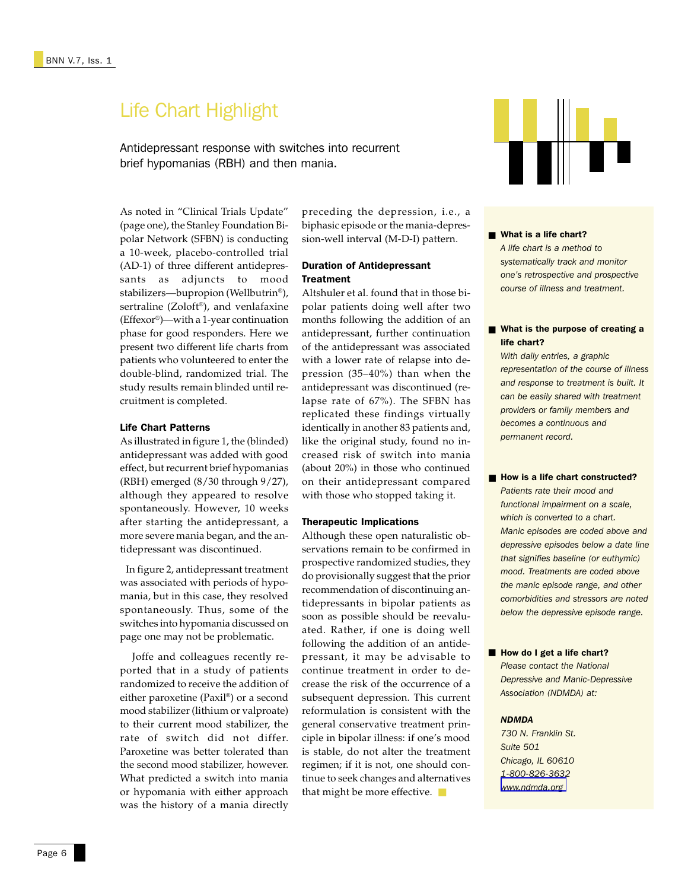# Life Chart Highlight

Antidepressant response with switches into recurrent brief hypomanias (RBH) and then mania.

As noted in "Clinical Trials Update" (page one), the Stanley Foundation Bipolar Network (SFBN) is conducting a 10-week, placebo-controlled trial (AD-1) of three different antidepressants as adjuncts to mood stabilizers—bupropion (Wellbutrin®), sertraline (Zoloft®), and venlafaxine (Effexor®)—with a 1-year continuation phase for good responders. Here we present two different life charts from patients who volunteered to enter the double-blind, randomized trial. The study results remain blinded until recruitment is completed.

### Life Chart Patterns

As illustrated in figure 1, the (blinded) antidepressant was added with good effect, but recurrent brief hypomanias (RBH) emerged (8/30 through 9/27), although they appeared to resolve spontaneously. However, 10 weeks after starting the antidepressant, a more severe mania began, and the antidepressant was discontinued.

In figure 2, antidepressant treatment was associated with periods of hypomania, but in this case, they resolved spontaneously. Thus, some of the switches into hypomania discussed on page one may not be problematic.

Joffe and colleagues recently reported that in a study of patients randomized to receive the addition of either paroxetine (Paxil®) or a second mood stabilizer (lithium or valproate) to their current mood stabilizer, the rate of switch did not differ. Paroxetine was better tolerated than the second mood stabilizer, however. What predicted a switch into mania or hypomania with either approach was the history of a mania directly preceding the depression, i.e., a biphasic episode or the mania-depression-well interval (M-D-I) pattern.

### Duration of Antidepressant Treatment

Altshuler et al. found that in those bipolar patients doing well after two months following the addition of an antidepressant, further continuation of the antidepressant was associated with a lower rate of relapse into depression (35–40%) than when the antidepressant was discontinued (relapse rate of 67%). The SFBN has replicated these findings virtually identically in another 83 patients and, like the original study, found no increased risk of switch into mania (about 20%) in those who continued on their antidepressant compared with those who stopped taking it.

### Therapeutic Implications

Although these open naturalistic observations remain to be confirmed in prospective randomized studies, they do provisionally suggest that the prior recommendation of discontinuing antidepressants in bipolar patients as soon as possible should be reevaluated. Rather, if one is doing well following the addition of an antidepressant, it may be advisable to continue treatment in order to decrease the risk of the occurrence of a subsequent depression. This current reformulation is consistent with the general conservative treatment principle in bipolar illness: if one's mood is stable, do not alter the treatment regimen; if it is not, one should continue to seek changes and alternatives that might be more effective.

- **What is a life chart?**
  *A life chart is a method to systematically track and monitor one's retrospective and prospective course of illness and treatment.*

- **What is the purpose of creating a life chart?**
  *With daily entries, a graphic representation of the course of illness and response to treatment is built. It can be easily shared with treatment providers or family members and becomes a continuous and permanent record.*

- **How is a life chart constructed?**
  *Patients rate their mood and functional impairment on a scale, which is converted to a chart. Manic episodes are coded above and depressive episodes below a date line that signifies baseline (or euthymic) mood. Treatments are coded above the manic episode range, and other comorbidities and stressors are noted below the depressive episode range.*

- **How do I get a life chart?**
  *Please contact the National Depressive and Manic-Depressive Association (NDMDA) at:*

  ***NDMDA***
  *730 N. Franklin St.*
  *Suite 501*
  *Chicago, IL 60610*
  *1-800-826-3632*
  *www.ndmda.org*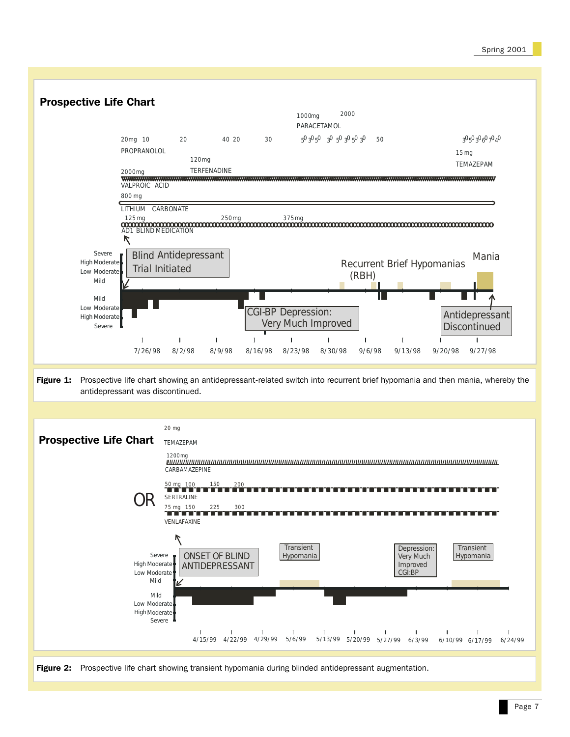## Prospective Life Chart

1000mg 2000
PARACETAMOL

20mg 10 20 40 20 30 50 30 50 50 30 50 30 50 30 50 30 50 50 30 50 30 60 70 40

PROPRANOLOL

15 mg
TEMAZEPAM

120mg
TERFENADINE

2000mg
VALPROIC ACID

800 mg
LITHIUM CARBONATE

125mg 250mg 375mg
AD1 BLIND MEDICATION

Severe
High Moderate
Low Moderate
Mild

Mild
Low Moderate
High Moderate
Severe

Blind Antidepressant Trial Initiated

Recurrent Brief Hypomanias (RBH)

Mania

CGI-BP Depression: Very Much Improved

Antidepressant Discontinued

7/26/98 8/2/98 8/9/98 8/16/98 8/23/98 8/30/98 9/6/98 9/13/98 9/20/98 9/27/98

**Figure 1:** Prospective life chart showing an antidepressant-related switch into recurrent brief hypomania and then mania, whereby the antidepressant was discontinued.

## Prospective Life Chart

20 mg
TEMAZEPAM

1200mg
CARBAMAZEPINE

50 mg 100 150 200
SERTRALINE

OR

75 mg 150 225 300
VENLAFAXINE

Severe
High Moderate
Low Moderate
Mild

Mild
Low Moderate
High Moderate
Severe

ONSET OF BLIND ANTIDEPRESSANT

Transient Hypomania

Depression: Very Much Improved CGI:BP

Transient Hypomania

4/15/99 4/22/99 4/29/99 5/6/99 5/13/99 5/20/99 5/27/99 6/3/99 6/10/99 6/17/99 6/24/99

**Figure 2:** Prospective life chart showing transient hypomania during blinded antidepressant augmentation.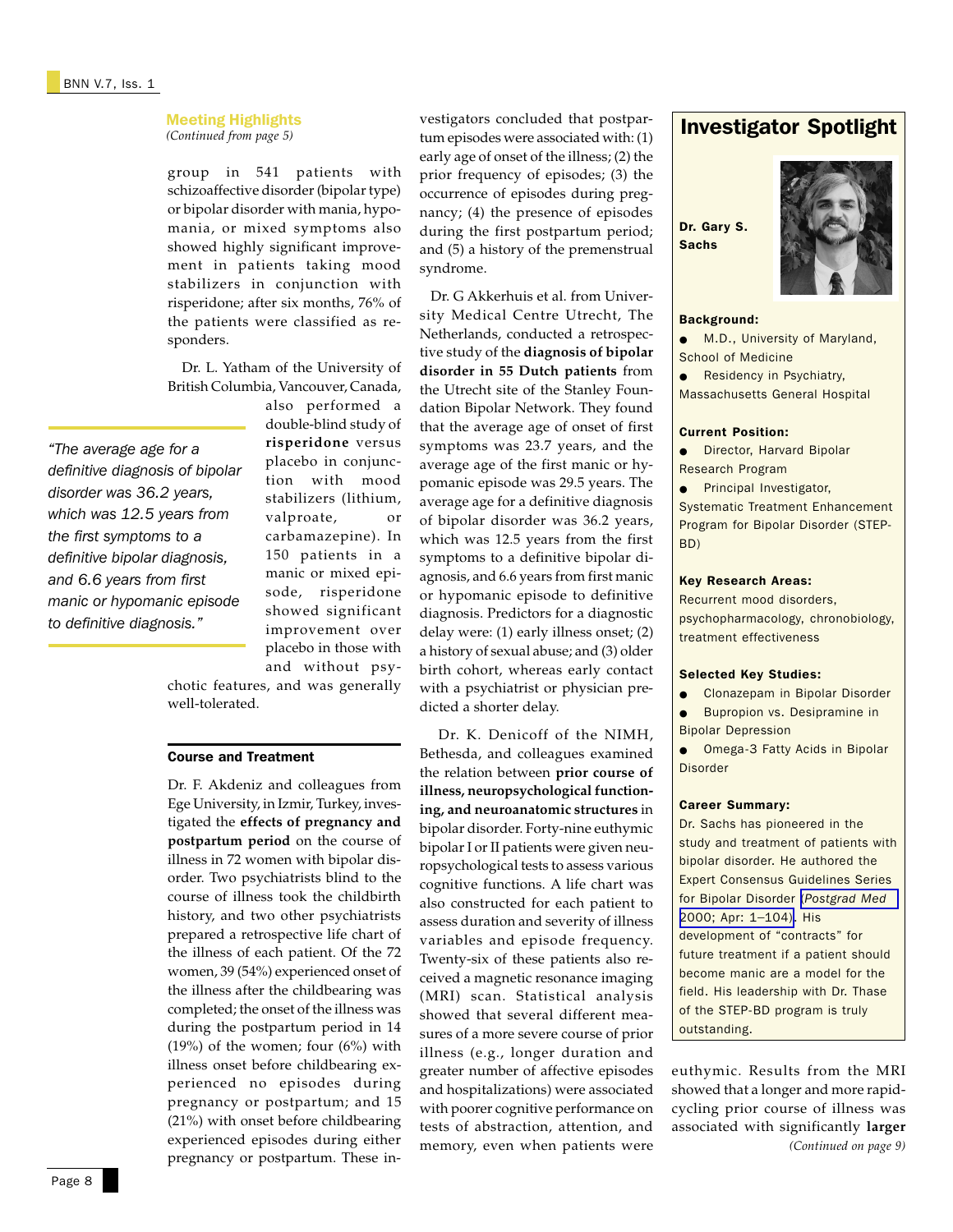## Meeting Highlights

*(Continued from page 5)*

group in 541 patients with schizoaffective disorder (bipolar type) or bipolar disorder with mania, hypomania, or mixed symptoms also showed highly significant improvement in patients taking mood stabilizers in conjunction with risperidone; after six months, 76% of the patients were classified as responders.

Dr. L. Yatham of the University of British Columbia, Vancouver, Canada, also performed a double-blind study of **risperidone** versus placebo in conjunction with mood stabilizers (lithium, valproate, or carbamazepine). In 150 patients in a manic or mixed episode, risperidone showed significant improvement over placebo in those with and without psychotic features, and was generally well-tolerated.

> *"The average age for a definitive diagnosis of bipolar disorder was 36.2 years, which was 12.5 years from the first symptoms to a definitive bipolar diagnosis, and 6.6 years from first manic or hypomanic episode to definitive diagnosis."*

### Course and Treatment

Dr. F. Akdeniz and colleagues from Ege University, in Izmir, Turkey, investigated the **effects of pregnancy and postpartum period** on the course of illness in 72 women with bipolar disorder. Two psychiatrists blind to the course of illness took the childbirth history, and two other psychiatrists prepared a retrospective life chart of the illness of each patient. Of the 72 women, 39 (54%) experienced onset of the illness after the childbearing was completed; the onset of the illness was during the postpartum period in 14 (19%) of the women; four (6%) with illness onset before childbearing experienced no episodes during pregnancy or postpartum; and 15 (21%) with onset before childbearing experienced episodes during either pregnancy or postpartum. These investigators concluded that postpartum episodes were associated with: (1) early age of onset of the illness; (2) the prior frequency of episodes; (3) the occurrence of episodes during pregnancy; (4) the presence of episodes during the first postpartum period; and (5) a history of the premenstrual syndrome.

Dr. G Akkerhuis et al. from University Medical Centre Utrecht, The Netherlands, conducted a retrospective study of the **diagnosis of bipolar disorder in 55 Dutch patients** from the Utrecht site of the Stanley Foundation Bipolar Network. They found that the average age of onset of first symptoms was 23.7 years, and the average age of the first manic or hypomanic episode was 29.5 years. The average age for a definitive diagnosis of bipolar disorder was 36.2 years, which was 12.5 years from the first symptoms to a definitive bipolar diagnosis, and 6.6 years from first manic or hypomanic episode to definitive diagnosis. Predictors for a diagnostic delay were: (1) early illness onset; (2) a history of sexual abuse; and (3) older birth cohort, whereas early contact with a psychiatrist or physician predicted a shorter delay.

Dr. K. Denicoff of the NIMH, Bethesda, and colleagues examined the relation between **prior course of illness, neuropsychological functioning, and neuroanatomic structures** in bipolar disorder. Forty-nine euthymic bipolar I or II patients were given neuropsychological tests to assess various cognitive functions. A life chart was also constructed for each patient to assess duration and severity of illness variables and episode frequency. Twenty-six of these patients also received a magnetic resonance imaging (MRI) scan. Statistical analysis showed that several different measures of a more severe course of prior illness (e.g., longer duration and greater number of affective episodes and hospitalizations) were associated with poorer cognitive performance on tests of abstraction, attention, and memory, even when patients were euthymic. Results from the MRI showed that a longer and more rapid-cycling prior course of illness was associated with significantly **larger**

*(Continued on page 9)*

---

## Investigator Spotlight

**Dr. Gary S. Sachs**

**Background:**

- M.D., University of Maryland, School of Medicine
- Residency in Psychiatry, Massachusetts General Hospital

**Current Position:**

- Director, Harvard Bipolar Research Program
- Principal Investigator, Systematic Treatment Enhancement Program for Bipolar Disorder (STEP-BD)

**Key Research Areas:**

Recurrent mood disorders, psychopharmacology, chronobiology, treatment effectiveness

**Selected Key Studies:**

- Clonazepam in Bipolar Disorder
- Bupropion vs. Desipramine in Bipolar Depression
- Omega-3 Fatty Acids in Bipolar Disorder

**Career Summary:**

Dr. Sachs has pioneered in the study and treatment of patients with bipolar disorder. He authored the Expert Consensus Guidelines Series for Bipolar Disorder (*Postgrad Med* 2000; Apr: 1–104). His development of "contracts" for future treatment if a patient should become manic are a model for the field. His leadership with Dr. Thase of the STEP-BD program is truly outstanding.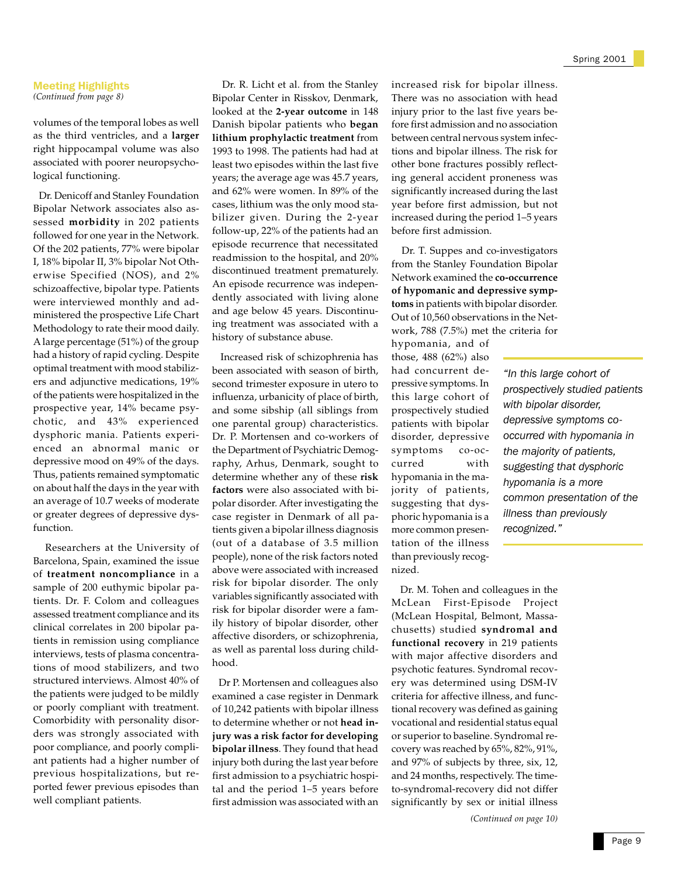**Meeting Highlights**
*(Continued from page 8)*

volumes of the temporal lobes as well as the third ventricles, and a **larger** right hippocampal volume was also associated with poorer neuropsychological functioning.

Dr. Denicoff and Stanley Foundation Bipolar Network associates also assessed **morbidity** in 202 patients followed for one year in the Network. Of the 202 patients, 77% were bipolar I, 18% bipolar II, 3% bipolar Not Otherwise Specified (NOS), and 2% schizoaffective, bipolar type. Patients were interviewed monthly and administered the prospective Life Chart Methodology to rate their mood daily. A large percentage (51%) of the group had a history of rapid cycling. Despite optimal treatment with mood stabilizers and adjunctive medications, 19% of the patients were hospitalized in the prospective year, 14% became psychotic, and 43% experienced dysphoric mania. Patients experienced an abnormal manic or depressive mood on 49% of the days. Thus, patients remained symptomatic on about half the days in the year with an average of 10.7 weeks of moderate or greater degrees of depressive dysfunction.

Researchers at the University of Barcelona, Spain, examined the issue of **treatment noncompliance** in a sample of 200 euthymic bipolar patients. Dr. F. Colom and colleagues assessed treatment compliance and its clinical correlates in 200 bipolar patients in remission using compliance interviews, tests of plasma concentrations of mood stabilizers, and two structured interviews. Almost 40% of the patients were judged to be mildly or poorly compliant with treatment. Comorbidity with personality disorders was strongly associated with poor compliance, and poorly compliant patients had a higher number of previous hospitalizations, but reported fewer previous episodes than well compliant patients.

Dr. R. Licht et al. from the Stanley Bipolar Center in Risskov, Denmark, looked at the **2-year outcome** in 148 Danish bipolar patients who **began lithium prophylactic treatment** from 1993 to 1998. The patients had had at least two episodes within the last five years; the average age was 45.7 years, and 62% were women. In 89% of the cases, lithium was the only mood stabilizer given. During the 2-year follow-up, 22% of the patients had an episode recurrence that necessitated readmission to the hospital, and 20% discontinued treatment prematurely. An episode recurrence was independently associated with living alone and age below 45 years. Discontinuing treatment was associated with a history of substance abuse.

Increased risk of schizophrenia has been associated with season of birth, second trimester exposure in utero to influenza, urbanicity of place of birth, and some sibship (all siblings from one parental group) characteristics. Dr. P. Mortensen and co-workers of the Department of Psychiatric Demography, Arhus, Denmark, sought to determine whether any of these **risk factors** were also associated with bipolar disorder. After investigating the case register in Denmark of all patients given a bipolar illness diagnosis (out of a database of 3.5 million people), none of the risk factors noted above were associated with increased risk for bipolar disorder. The only variables significantly associated with risk for bipolar disorder were a family history of bipolar disorder, other affective disorders, or schizophrenia, as well as parental loss during childhood.

Dr P. Mortensen and colleagues also examined a case register in Denmark of 10,242 patients with bipolar illness to determine whether or not **head injury was a risk factor for developing bipolar illness**. They found that head injury both during the last year before first admission to a psychiatric hospital and the period 1–5 years before first admission was associated with an increased risk for bipolar illness. There was no association with head injury prior to the last five years before first admission and no association between central nervous system infections and bipolar illness. The risk for other bone fractures possibly reflecting general accident proneness was significantly increased during the last year before first admission, but not increased during the period 1–5 years before first admission.

Dr. T. Suppes and co-investigators from the Stanley Foundation Bipolar Network examined the **co-occurrence of hypomanic and depressive symptoms** in patients with bipolar disorder. Out of 10,560 observations in the Network, 788 (7.5%) met the criteria for hypomania, and of those, 488 (62%) also had concurrent depressive symptoms. In this large cohort of prospectively studied patients with bipolar disorder, depressive symptoms co-occurred with hypomania in the majority of patients, suggesting that dysphoric hypomania is a more common presentation of the illness than previously recognized.

> *"In this large cohort of prospectively studied patients with bipolar disorder, depressive symptoms co-occurred with hypomania in the majority of patients, suggesting that dysphoric hypomania is a more common presentation of the illness than previously recognized."*

Dr. M. Tohen and colleagues in the McLean First-Episode Project (McLean Hospital, Belmont, Massachusetts) studied **syndromal and functional recovery** in 219 patients with major affective disorders and psychotic features. Syndromal recovery was determined using DSM-IV criteria for affective illness, and functional recovery was defined as gaining vocational and residential status equal or superior to baseline. Syndromal recovery was reached by 65%, 82%, 91%, and 97% of subjects by three, six, 12, and 24 months, respectively. The time-to-syndromal-recovery did not differ significantly by sex or initial illness

*(Continued on page 10)*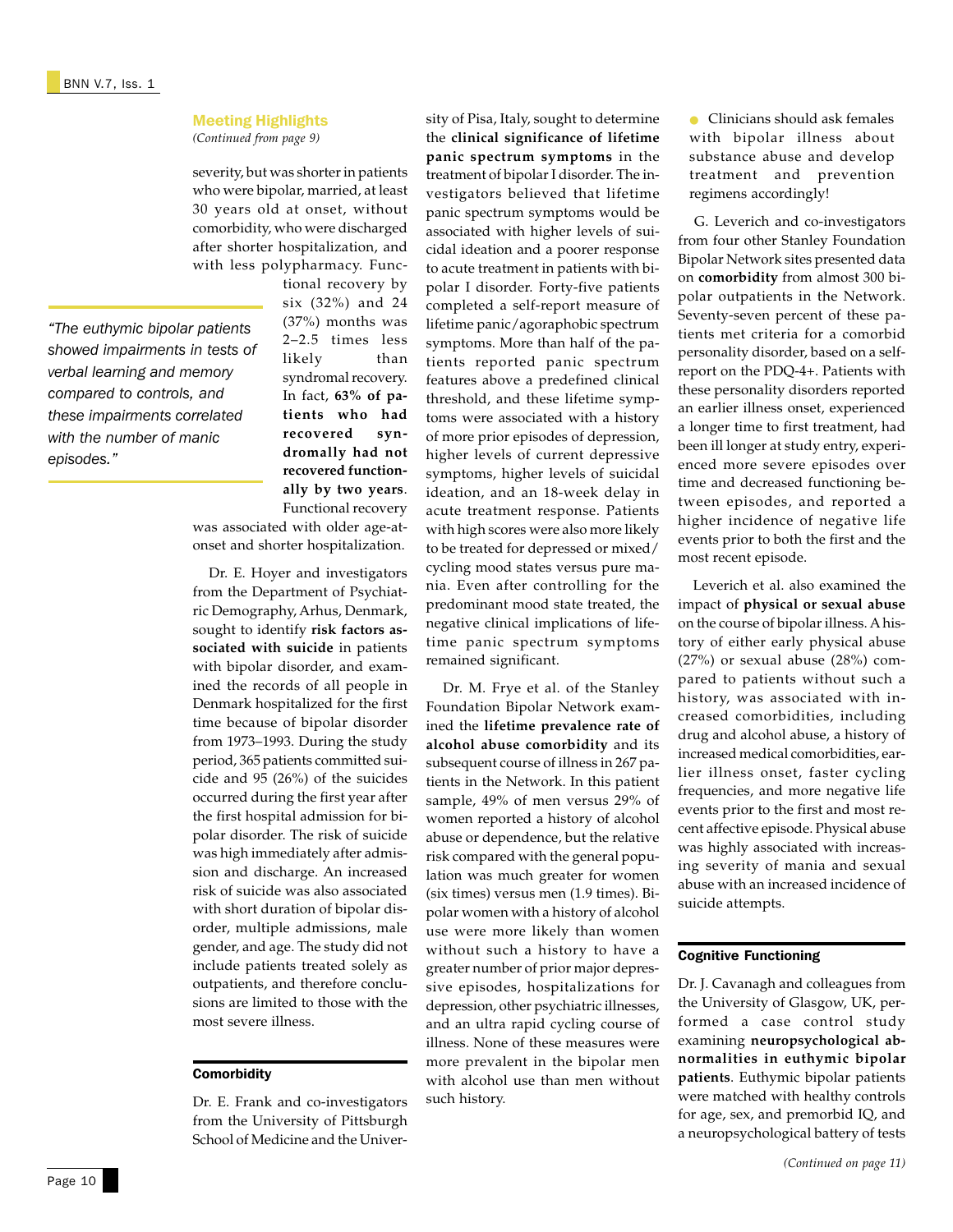## Meeting Highlights

*(Continued from page 9)*

severity, but was shorter in patients who were bipolar, married, at least 30 years old at onset, without comorbidity, who were discharged after shorter hospitalization, and with less polypharmacy. Functional recovery by six (32%) and 24 (37%) months was 2–2.5 times less likely than syndromal recovery. In fact, **63% of patients who had recovered syndromally had not recovered functionally by two years**. Functional recovery was associated with older age-at-onset and shorter hospitalization.

*"The euthymic bipolar patients showed impairments in tests of verbal learning and memory compared to controls, and these impairments correlated with the number of manic episodes."*

Dr. E. Hoyer and investigators from the Department of Psychiatric Demography, Arhus, Denmark, sought to identify **risk factors associated with suicide** in patients with bipolar disorder, and examined the records of all people in Denmark hospitalized for the first time because of bipolar disorder from 1973–1993. During the study period, 365 patients committed suicide and 95 (26%) of the suicides occurred during the first year after the first hospital admission for bipolar disorder. The risk of suicide was high immediately after admission and discharge. An increased risk of suicide was also associated with short duration of bipolar disorder, multiple admissions, male gender, and age. The study did not include patients treated solely as outpatients, and therefore conclusions are limited to those with the most severe illness.

### Comorbidity

Dr. E. Frank and co-investigators from the University of Pittsburgh School of Medicine and the University of Pisa, Italy, sought to determine the **clinical significance of lifetime panic spectrum symptoms** in the treatment of bipolar I disorder. The investigators believed that lifetime panic spectrum symptoms would be associated with higher levels of suicidal ideation and a poorer response to acute treatment in patients with bipolar I disorder. Forty-five patients completed a self-report measure of lifetime panic/agoraphobic spectrum symptoms. More than half of the patients reported panic spectrum features above a predefined clinical threshold, and these lifetime symptoms were associated with a history of more prior episodes of depression, higher levels of current depressive symptoms, higher levels of suicidal ideation, and an 18-week delay in acute treatment response. Patients with high scores were also more likely to be treated for depressed or mixed/cycling mood states versus pure mania. Even after controlling for the predominant mood state treated, the negative clinical implications of lifetime panic spectrum symptoms remained significant.

Dr. M. Frye et al. of the Stanley Foundation Bipolar Network examined the **lifetime prevalence rate of alcohol abuse comorbidity** and its subsequent course of illness in 267 patients in the Network. In this patient sample, 49% of men versus 29% of women reported a history of alcohol abuse or dependence, but the relative risk compared with the general population was much greater for women (six times) versus men (1.9 times). Bipolar women with a history of alcohol use were more likely than women without such a history to have a greater number of prior major depressive episodes, hospitalizations for depression, other psychiatric illnesses, and an ultra rapid cycling course of illness. None of these measures were more prevalent in the bipolar men with alcohol use than men without such history.

- Clinicians should ask females with bipolar illness about substance abuse and develop treatment and prevention regimens accordingly!

G. Leverich and co-investigators from four other Stanley Foundation Bipolar Network sites presented data on **comorbidity** from almost 300 bipolar outpatients in the Network. Seventy-seven percent of these patients met criteria for a comorbid personality disorder, based on a self-report on the PDQ-4+. Patients with these personality disorders reported an earlier illness onset, experienced a longer time to first treatment, had been ill longer at study entry, experienced more severe episodes over time and decreased functioning between episodes, and reported a higher incidence of negative life events prior to both the first and the most recent episode.

Leverich et al. also examined the impact of **physical or sexual abuse** on the course of bipolar illness. A history of either early physical abuse (27%) or sexual abuse (28%) compared to patients without such a history, was associated with increased comorbidities, including drug and alcohol abuse, a history of increased medical comorbidities, earlier illness onset, faster cycling frequencies, and more negative life events prior to the first and most recent affective episode. Physical abuse was highly associated with increasing severity of mania and sexual abuse with an increased incidence of suicide attempts.

### Cognitive Functioning

Dr. J. Cavanagh and colleagues from the University of Glasgow, UK, performed a case control study examining **neuropsychological abnormalities in euthymic bipolar patients**. Euthymic bipolar patients were matched with healthy controls for age, sex, and premorbid IQ, and a neuropsychological battery of tests

*(Continued on page 11)*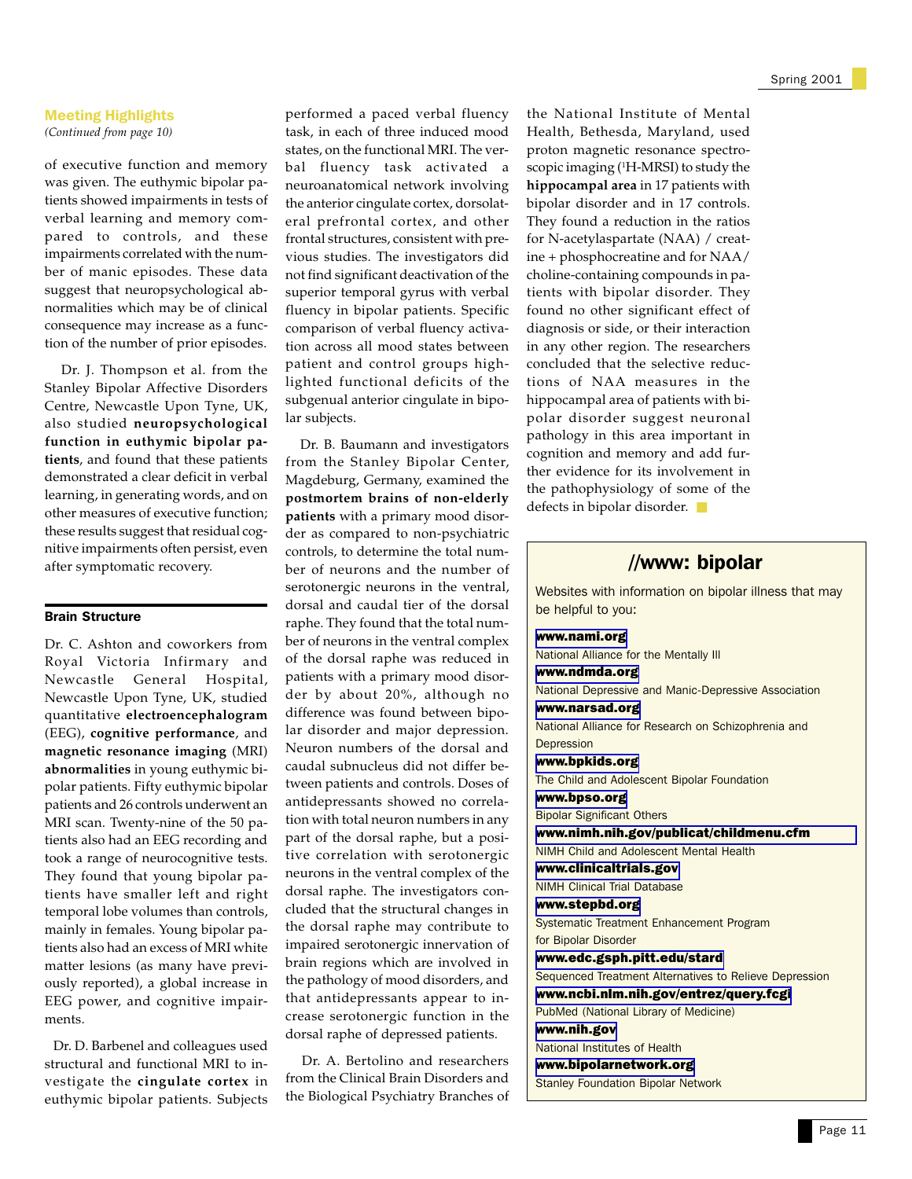### Meeting Highlights

*(Continued from page 10)*

of executive function and memory was given. The euthymic bipolar patients showed impairments in tests of verbal learning and memory compared to controls, and these impairments correlated with the number of manic episodes. These data suggest that neuropsychological abnormalities which may be of clinical consequence may increase as a function of the number of prior episodes.

Dr. J. Thompson et al. from the Stanley Bipolar Affective Disorders Centre, Newcastle Upon Tyne, UK, also studied **neuropsychological function in euthymic bipolar patients**, and found that these patients demonstrated a clear deficit in verbal learning, in generating words, and on other measures of executive function; these results suggest that residual cognitive impairments often persist, even after symptomatic recovery.

### Brain Structure

Dr. C. Ashton and coworkers from Royal Victoria Infirmary and Newcastle General Hospital, Newcastle Upon Tyne, UK, studied quantitative **electroencephalogram** (EEG), **cognitive performance**, and **magnetic resonance imaging** (MRI) **abnormalities** in young euthymic bipolar patients. Fifty euthymic bipolar patients and 26 controls underwent an MRI scan. Twenty-nine of the 50 patients also had an EEG recording and took a range of neurocognitive tests. They found that young bipolar patients have smaller left and right temporal lobe volumes than controls, mainly in females. Young bipolar patients also had an excess of MRI white matter lesions (as many have previously reported), a global increase in EEG power, and cognitive impairments.

Dr. D. Barbenel and colleagues used structural and functional MRI to investigate the **cingulate cortex** in euthymic bipolar patients. Subjects performed a paced verbal fluency task, in each of three induced mood states, on the functional MRI. The verbal fluency task activated a neuroanatomical network involving the anterior cingulate cortex, dorsolateral prefrontal cortex, and other frontal structures, consistent with previous studies. The investigators did not find significant deactivation of the superior temporal gyrus with verbal fluency in bipolar patients. Specific comparison of verbal fluency activation across all mood states between patient and control groups highlighted functional deficits of the subgenual anterior cingulate in bipolar subjects.

Dr. B. Baumann and investigators from the Stanley Bipolar Center, Magdeburg, Germany, examined the **postmortem brains of non-elderly patients** with a primary mood disorder as compared to non-psychiatric controls, to determine the total number of neurons and the number of serotonergic neurons in the ventral, dorsal and caudal tier of the dorsal raphe. They found that the total number of neurons in the ventral complex of the dorsal raphe was reduced in patients with a primary mood disorder by about 20%, although no difference was found between bipolar disorder and major depression. Neuron numbers of the dorsal and caudal subnucleus did not differ between patients and controls. Doses of antidepressants showed no correlation with total neuron numbers in any part of the dorsal raphe, but a positive correlation with serotonergic neurons in the ventral complex of the dorsal raphe. The investigators concluded that the structural changes in the dorsal raphe may contribute to impaired serotonergic innervation of brain regions which are involved in the pathology of mood disorders, and that antidepressants appear to increase serotonergic function in the dorsal raphe of depressed patients.

Dr. A. Bertolino and researchers from the Clinical Brain Disorders and the Biological Psychiatry Branches of the National Institute of Mental Health, Bethesda, Maryland, used proton magnetic resonance spectroscopic imaging ($^{1}$H-MRSI) to study the **hippocampal area** in 17 patients with bipolar disorder and in 17 controls. They found a reduction in the ratios for N-acetylaspartate (NAA) / creatine + phosphocreatine and for NAA/ choline-containing compounds in patients with bipolar disorder. They found no other significant effect of diagnosis or side, or their interaction in any other region. The researchers concluded that the selective reductions of NAA measures in the hippocampal area of patients with bipolar disorder suggest neuronal pathology in this area important in cognition and memory and add further evidence for its involvement in the pathophysiology of some of the defects in bipolar disorder.

## //www: bipolar

Websites with information on bipolar illness that may be helpful to you:

**www.nami.org**
National Alliance for the Mentally Ill

**www.ndmda.org**
National Depressive and Manic-Depressive Association

**www.narsad.org**
National Alliance for Research on Schizophrenia and Depression

**www.bpkids.org**
The Child and Adolescent Bipolar Foundation

**www.bpso.org**
Bipolar Significant Others

**www.nimh.nih.gov/publicat/childmenu.cfm**
NIMH Child and Adolescent Mental Health

**www.clinicaltrials.gov**
NIMH Clinical Trial Database

**www.stepbd.org**
Systematic Treatment Enhancement Program for Bipolar Disorder

**www.edc.gsph.pitt.edu/stard**
Sequenced Treatment Alternatives to Relieve Depression

**www.ncbi.nlm.nih.gov/entrez/query.fcgi**
PubMed (National Library of Medicine)

**www.nih.gov**
National Institutes of Health

**www.bipolarnetwork.org**
Stanley Foundation Bipolar Network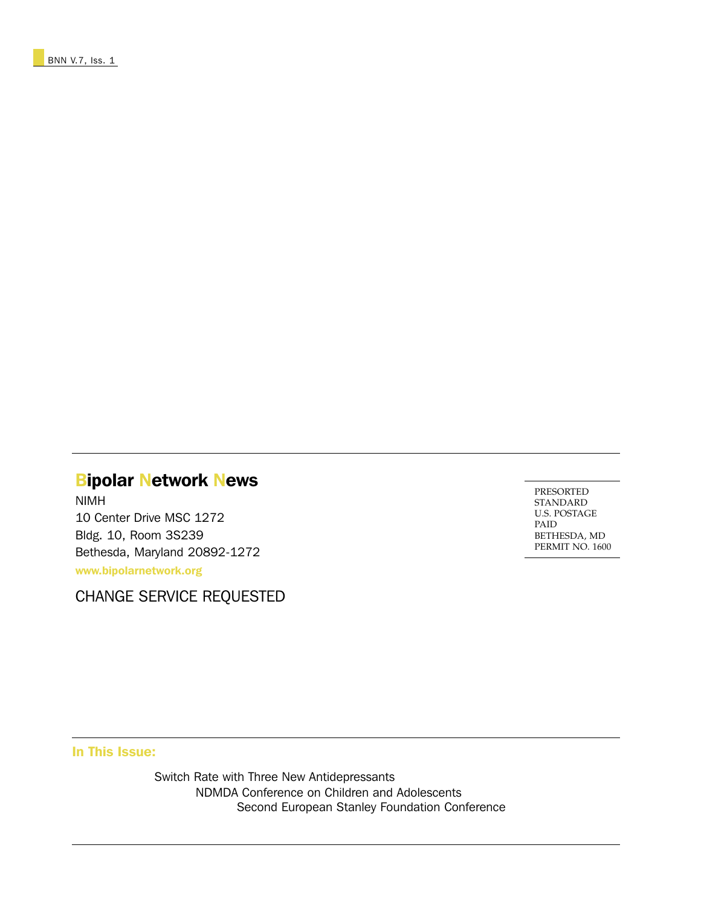## Bipolar Network News

NIMH
10 Center Drive MSC 1272
Bldg. 10, Room 3S239
Bethesda, Maryland 20892-1272

www.bipolarnetwork.org

CHANGE SERVICE REQUESTED

PRESORTED
STANDARD
U.S. POSTAGE
PAID
BETHESDA, MD
PERMIT NO. 1600

**In This Issue:**

Switch Rate with Three New Antidepressants
NDMDA Conference on Children and Adolescents
Second European Stanley Foundation Conference